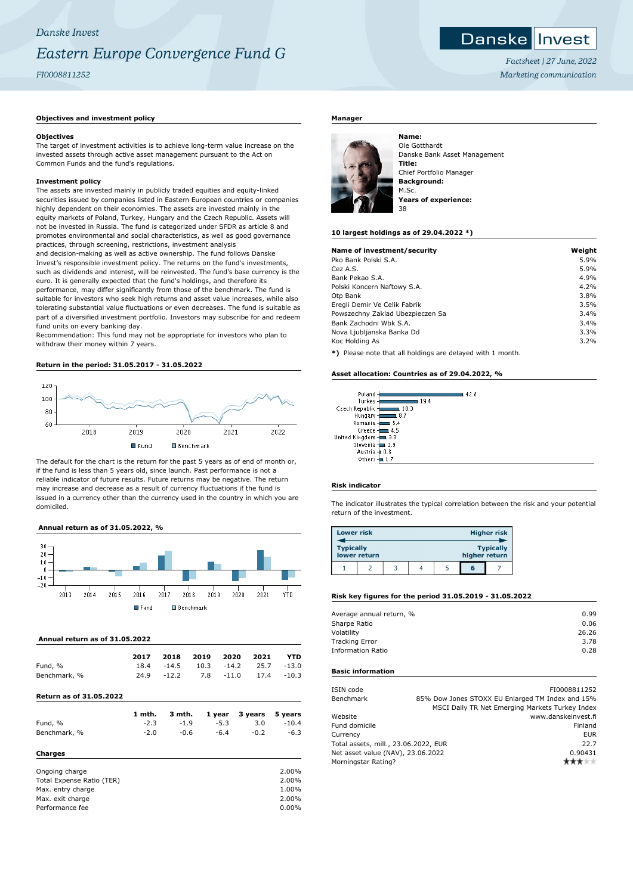*Danske Invest*

# *Eastern Europe Convergence Fund G*

*FI0008811252*

*Factsheet | 27 June, 2022*

*Marketing communication*

## Objectives and investment policy

### Objectives

The target of investment activities is to achieve long-term value increase on the invested assets through active asset management pursuant to the Act on Common Funds and the fund's regulations.

### Investment policy

The assets are invested mainly in publicly traded equities and equity-linked securities issued by companies listed in Eastern European countries or companies highly dependent on their economies. The assets are invested mainly in the equity markets of Poland, Turkey, Hungary and the Czech Republic. Assets will not be invested in Russia. The fund is categorized under SFDR as article 8 and promotes environmental and social characteristics, as well as good governance practices, through screening, restrictions, investment analysis and decision-making as well as active ownership. The fund follows Danske Invest's responsible investment policy. The returns on the fund's investments, such as dividends and interest, will be reinvested. The fund's base currency is the euro. It is generally expected that the fund's holdings, and therefore its performance, may differ significantly from those of the benchmark. The fund is suitable for investors who seek high returns and asset value increases, while also tolerating substantial value fluctuations or even decreases. The fund is suitable as part of a diversified investment portfolio. Investors may subscribe for and redeem fund units on every banking day.
Recommendation: This fund may not be appropriate for investors who plan to withdraw their money within 7 years.

## Return in the period: 31.05.2017 - 31.05.2022

Fund / Benchmark

The default for the chart is the return for the past 5 years as of end of month or, if the fund is less than 5 years old, since launch. Past performance is not a reliable indicator of future results. Future returns may be negative. The return may increase and decrease as a result of currency fluctuations if the fund is issued in a currency other than the currency used in the country in which you are domiciled.

## Annual return as of 31.05.2022, %

Fund / Benchmark

## Annual return as of 31.05.2022

| | 2017 | 2018 | 2019 | 2020 | 2021 | YTD |
|---|---|---|---|---|---|---|
| Fund, % | 18.4 | -14.5 | 10.3 | -14.2 | 25.7 | -13.0 |
| Benchmark, % | 24.9 | -12.2 | 7.8 | -11.0 | 17.4 | -10.3 |

## Return as of 31.05.2022

| | 1 mth. | 3 mth. | 1 year | 3 years | 5 years |
|---|---|---|---|---|---|
| Fund, % | -2.3 | -1.9 | -5.3 | 3.0 | -10.4 |
| Benchmark, % | -2.0 | -0.6 | -6.4 | -0.2 | -6.3 |

## Charges

| | |
|---|---|
| Ongoing charge | 2.00% |
| Total Expense Ratio (TER) | 2.00% |
| Max. entry charge | 1.00% |
| Max. exit charge | 2.00% |
| Performance fee | 0.00% |

## Manager

**Name:**
Ole Gotthardt
Danske Bank Asset Management
**Title:**
Chief Portfolio Manager
**Background:**
M.Sc.
**Years of experience:**
38

## 10 largest holdings as of 29.04.2022 *)

| Name of investment/security | Weight |
|---|---|
| Pko Bank Polski S.A. | 5.9% |
| Cez A.S. | 5.9% |
| Bank Pekao S.A. | 4.9% |
| Polski Koncern Naftowy S.A. | 4.2% |
| Otp Bank | 3.8% |
| Eregli Demir Ve Celik Fabrik | 3.5% |
| Powszechny Zaklad Ubezpieczen Sa | 3.4% |
| Bank Zachodni Wbk S.A. | 3.4% |
| Nova Ljubljanska Banka Dd | 3.3% |
| Koc Holding As | 3.2% |

**\*)** Please note that all holdings are delayed with 1 month.

## Asset allocation: Countries as of 29.04.2022, %

| Country | % |
|---|---|
| Poland | 42.8 |
| Turkey | 19.4 |
| Czech Republic | 10.3 |
| Hungary | 8.7 |
| Romania | 5.4 |
| Greece | 4.5 |
| United Kingdom | 3.3 |
| Slovenia | 2.9 |
| Austria | 0.8 |
| Others | 1.7 |

## Risk indicator

The indicator illustrates the typical correlation between the risk and your potential return of the investment.

| Lower risk | | | | | | Higher risk |
|---|---|---|---|---|---|---|
| Typically lower return | | | | | | Typically higher return |
| 1 | 2 | 3 | 4 | 5 | **6** | 7 |

## Risk key figures for the period 31.05.2019 - 31.05.2022

| | |
|---|---|
| Average annual return, % | 0.99 |
| Sharpe Ratio | 0.06 |
| Volatility | 26.26 |
| Tracking Error | 3.78 |
| Information Ratio | 0.28 |

## Basic information

| | |
|---|---|
| ISIN code | FI0008811252 |
| Benchmark | 85% Dow Jones STOXX EU Enlarged TM Index and 15% MSCI Daily TR Net Emerging Markets Turkey Index |
| Website | www.danskeinvest.fi |
| Fund domicile | Finland |
| Currency | EUR |
| Total assets, mill., 23.06.2022, EUR | 22.7 |
| Net asset value (NAV), 23.06.2022 | 0.90431 |
| Morningstar Rating? | ★★★ |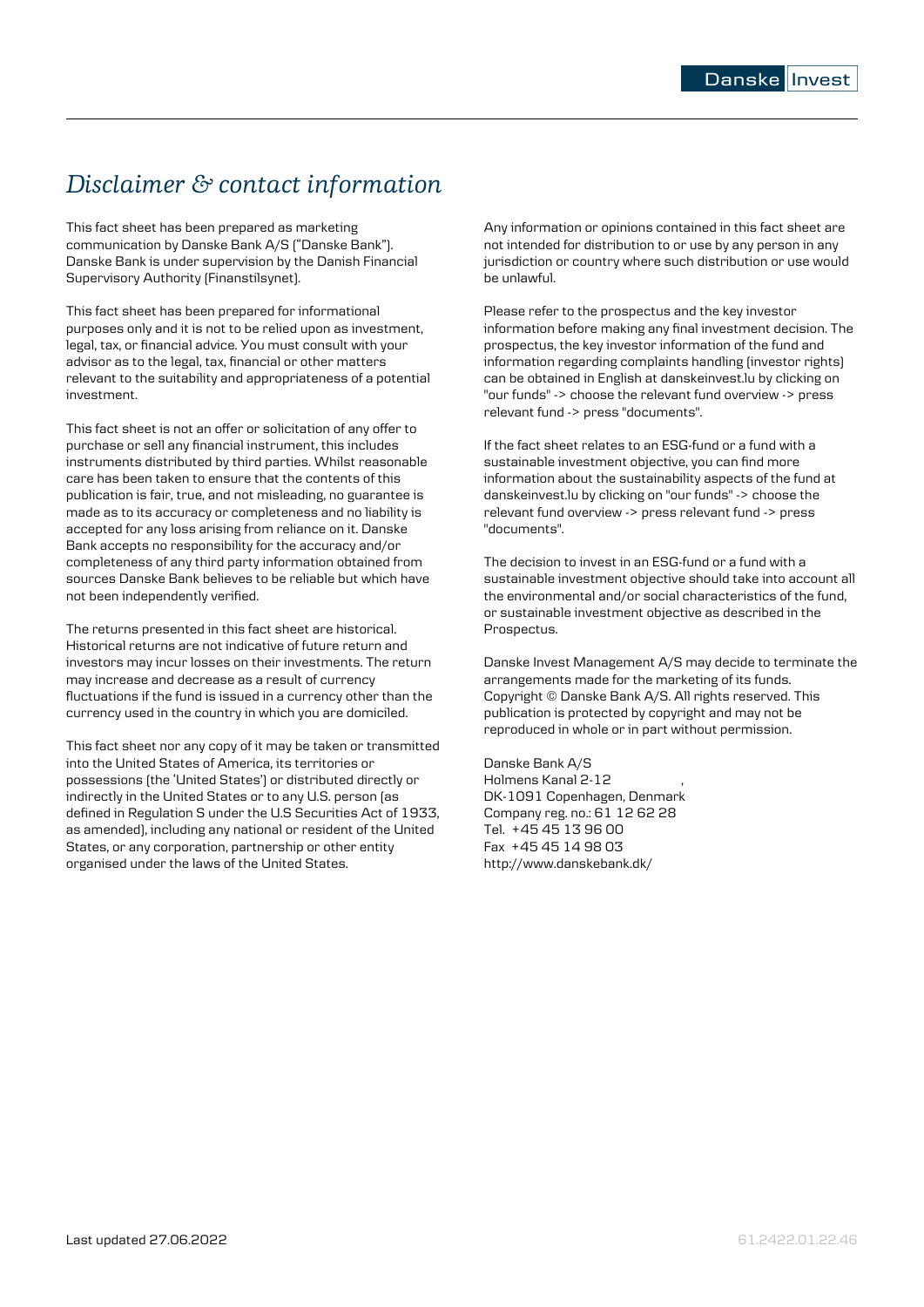# *Disclaimer & contact information*

This fact sheet has been prepared as marketing communication by Danske Bank A/S ("Danske Bank"). Danske Bank is under supervision by the Danish Financial Supervisory Authority (Finanstilsynet).

This fact sheet has been prepared for informational purposes only and it is not to be relied upon as investment, legal, tax, or financial advice. You must consult with your advisor as to the legal, tax, financial or other matters relevant to the suitability and appropriateness of a potential investment.

This fact sheet is not an offer or solicitation of any offer to purchase or sell any financial instrument, this includes instruments distributed by third parties. Whilst reasonable care has been taken to ensure that the contents of this publication is fair, true, and not misleading, no guarantee is made as to its accuracy or completeness and no liability is accepted for any loss arising from reliance on it. Danske Bank accepts no responsibility for the accuracy and/or completeness of any third party information obtained from sources Danske Bank believes to be reliable but which have not been independently verified.

The returns presented in this fact sheet are historical. Historical returns are not indicative of future return and investors may incur losses on their investments. The return may increase and decrease as a result of currency fluctuations if the fund is issued in a currency other than the currency used in the country in which you are domiciled.

This fact sheet nor any copy of it may be taken or transmitted into the United States of America, its territories or possessions (the 'United States') or distributed directly or indirectly in the United States or to any U.S. person (as defined in Regulation S under the U.S Securities Act of 1933, as amended), including any national or resident of the United States, or any corporation, partnership or other entity organised under the laws of the United States.

Any information or opinions contained in this fact sheet are not intended for distribution to or use by any person in any jurisdiction or country where such distribution or use would be unlawful.

Please refer to the prospectus and the key investor information before making any final investment decision. The prospectus, the key investor information of the fund and information regarding complaints handling (investor rights) can be obtained in English at danskeinvest.lu by clicking on "our funds" -> choose the relevant fund overview -> press relevant fund -> press "documents".

If the fact sheet relates to an ESG-fund or a fund with a sustainable investment objective, you can find more information about the sustainability aspects of the fund at danskeinvest.lu by clicking on "our funds" -> choose the relevant fund overview -> press relevant fund -> press "documents".

The decision to invest in an ESG-fund or a fund with a sustainable investment objective should take into account all the environmental and/or social characteristics of the fund, or sustainable investment objective as described in the Prospectus.

Danske Invest Management A/S may decide to terminate the arrangements made for the marketing of its funds. Copyright © Danske Bank A/S. All rights reserved. This publication is protected by copyright and may not be reproduced in whole or in part without permission.

Danske Bank A/S
Holmens Kanal 2-12
DK-1091 Copenhagen, Denmark
Company reg. no.: 61 12 62 28
Tel. +45 45 13 96 00
Fax +45 45 14 98 03
http://www.danskebank.dk/

Last updated 27.06.2022

61.2422.01.22.46